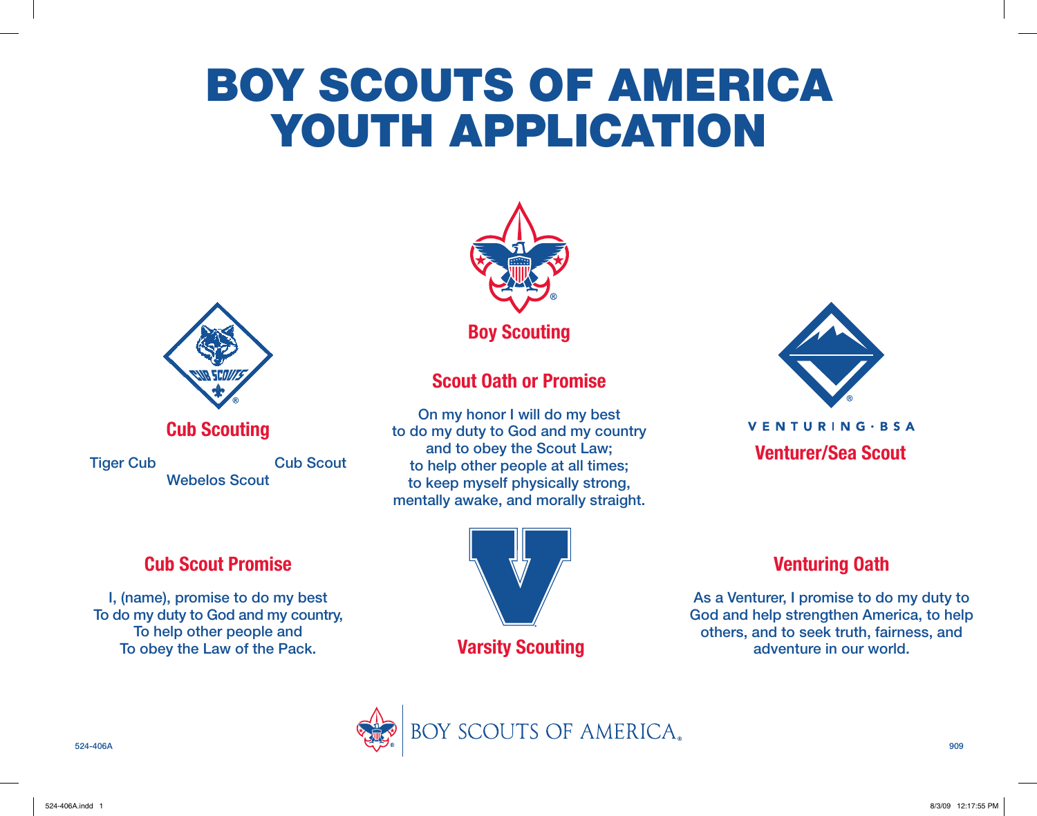# BOY SCOUTS OF AMERICA YOUTH APPLICATION

## Cub Scouting

Tiger Cub
Cub Scout
Webelos Scout

## Boy Scouting

### Scout Oath or Promise

On my honor I will do my best
to do my duty to God and my country
and to obey the Scout Law;
to help other people at all times;
to keep myself physically strong,
mentally awake, and morally straight.

VENTURING·BSA

## Venturer/Sea Scout

### Cub Scout Promise

I, (name), promise to do my best
To do my duty to God and my country,
To help other people and
To obey the Law of the Pack.

## Varsity Scouting

### Venturing Oath

As a Venturer, I promise to do my duty to
God and help strengthen America, to help
others, and to seek truth, fairness, and
adventure in our world.

BOY SCOUTS OF AMERICA®

524-406A

909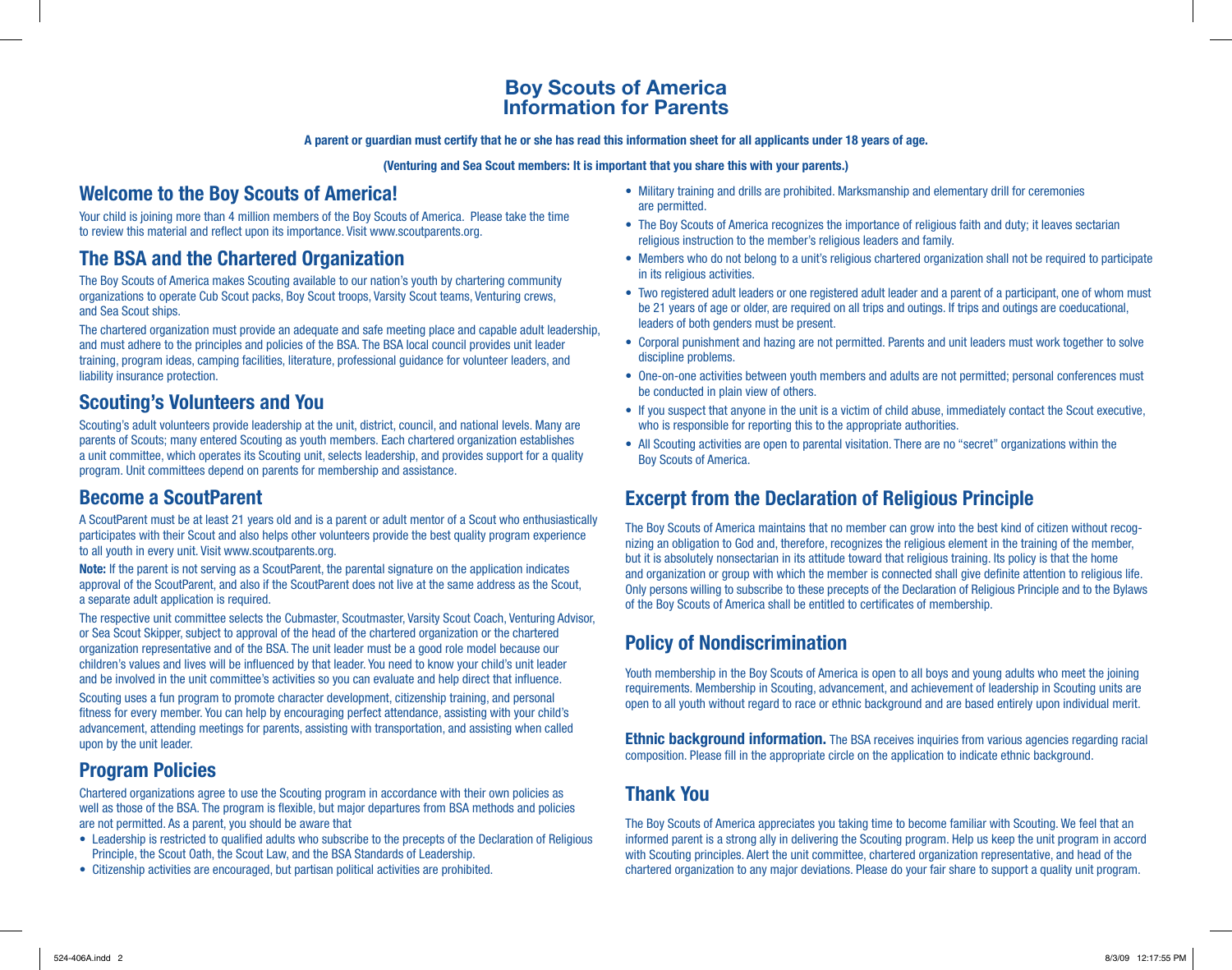# Boy Scouts of America Information for Parents

**A parent or guardian must certify that he or she has read this information sheet for all applicants under 18 years of age.**

**(Venturing and Sea Scout members: It is important that you share this with your parents.)**

## Welcome to the Boy Scouts of America!

Your child is joining more than 4 million members of the Boy Scouts of America. Please take the time to review this material and reflect upon its importance. Visit www.scoutparents.org.

## The BSA and the Chartered Organization

The Boy Scouts of America makes Scouting available to our nation's youth by chartering community organizations to operate Cub Scout packs, Boy Scout troops, Varsity Scout teams, Venturing crews, and Sea Scout ships.

The chartered organization must provide an adequate and safe meeting place and capable adult leadership, and must adhere to the principles and policies of the BSA. The BSA local council provides unit leader training, program ideas, camping facilities, literature, professional guidance for volunteer leaders, and liability insurance protection.

## Scouting's Volunteers and You

Scouting's adult volunteers provide leadership at the unit, district, council, and national levels. Many are parents of Scouts; many entered Scouting as youth members. Each chartered organization establishes a unit committee, which operates its Scouting unit, selects leadership, and provides support for a quality program. Unit committees depend on parents for membership and assistance.

## Become a ScoutParent

A ScoutParent must be at least 21 years old and is a parent or adult mentor of a Scout who enthusiastically participates with their Scout and also helps other volunteers provide the best quality program experience to all youth in every unit. Visit www.scoutparents.org.

**Note:** If the parent is not serving as a ScoutParent, the parental signature on the application indicates approval of the ScoutParent, and also if the ScoutParent does not live at the same address as the Scout, a separate adult application is required.

The respective unit committee selects the Cubmaster, Scoutmaster, Varsity Scout Coach, Venturing Advisor, or Sea Scout Skipper, subject to approval of the head of the chartered organization or the chartered organization representative and of the BSA. The unit leader must be a good role model because our children's values and lives will be influenced by that leader. You need to know your child's unit leader and be involved in the unit committee's activities so you can evaluate and help direct that influence.

Scouting uses a fun program to promote character development, citizenship training, and personal fitness for every member. You can help by encouraging perfect attendance, assisting with your child's advancement, attending meetings for parents, assisting with transportation, and assisting when called upon by the unit leader.

## Program Policies

Chartered organizations agree to use the Scouting program in accordance with their own policies as well as those of the BSA. The program is flexible, but major departures from BSA methods and policies are not permitted. As a parent, you should be aware that

- Leadership is restricted to qualified adults who subscribe to the precepts of the Declaration of Religious Principle, the Scout Oath, the Scout Law, and the BSA Standards of Leadership.
- Citizenship activities are encouraged, but partisan political activities are prohibited.
- Military training and drills are prohibited. Marksmanship and elementary drill for ceremonies are permitted.
- The Boy Scouts of America recognizes the importance of religious faith and duty; it leaves sectarian religious instruction to the member's religious leaders and family.
- Members who do not belong to a unit's religious chartered organization shall not be required to participate in its religious activities.
- Two registered adult leaders or one registered adult leader and a parent of a participant, one of whom must be 21 years of age or older, are required on all trips and outings. If trips and outings are coeducational, leaders of both genders must be present.
- Corporal punishment and hazing are not permitted. Parents and unit leaders must work together to solve discipline problems.
- One-on-one activities between youth members and adults are not permitted; personal conferences must be conducted in plain view of others.
- If you suspect that anyone in the unit is a victim of child abuse, immediately contact the Scout executive, who is responsible for reporting this to the appropriate authorities.
- All Scouting activities are open to parental visitation. There are no "secret" organizations within the Boy Scouts of America.

## Excerpt from the Declaration of Religious Principle

The Boy Scouts of America maintains that no member can grow into the best kind of citizen without recognizing an obligation to God and, therefore, recognizes the religious element in the training of the member, but it is absolutely nonsectarian in its attitude toward that religious training. Its policy is that the home and organization or group with which the member is connected shall give definite attention to religious life. Only persons willing to subscribe to these precepts of the Declaration of Religious Principle and to the Bylaws of the Boy Scouts of America shall be entitled to certificates of membership.

## Policy of Nondiscrimination

Youth membership in the Boy Scouts of America is open to all boys and young adults who meet the joining requirements. Membership in Scouting, advancement, and achievement of leadership in Scouting units are open to all youth without regard to race or ethnic background and are based entirely upon individual merit.

**Ethnic background information.** The BSA receives inquiries from various agencies regarding racial composition. Please fill in the appropriate circle on the application to indicate ethnic background.

## Thank You

The Boy Scouts of America appreciates you taking time to become familiar with Scouting. We feel that an informed parent is a strong ally in delivering the Scouting program. Help us keep the unit program in accord with Scouting principles. Alert the unit committee, chartered organization representative, and head of the chartered organization to any major deviations. Please do your fair share to support a quality unit program.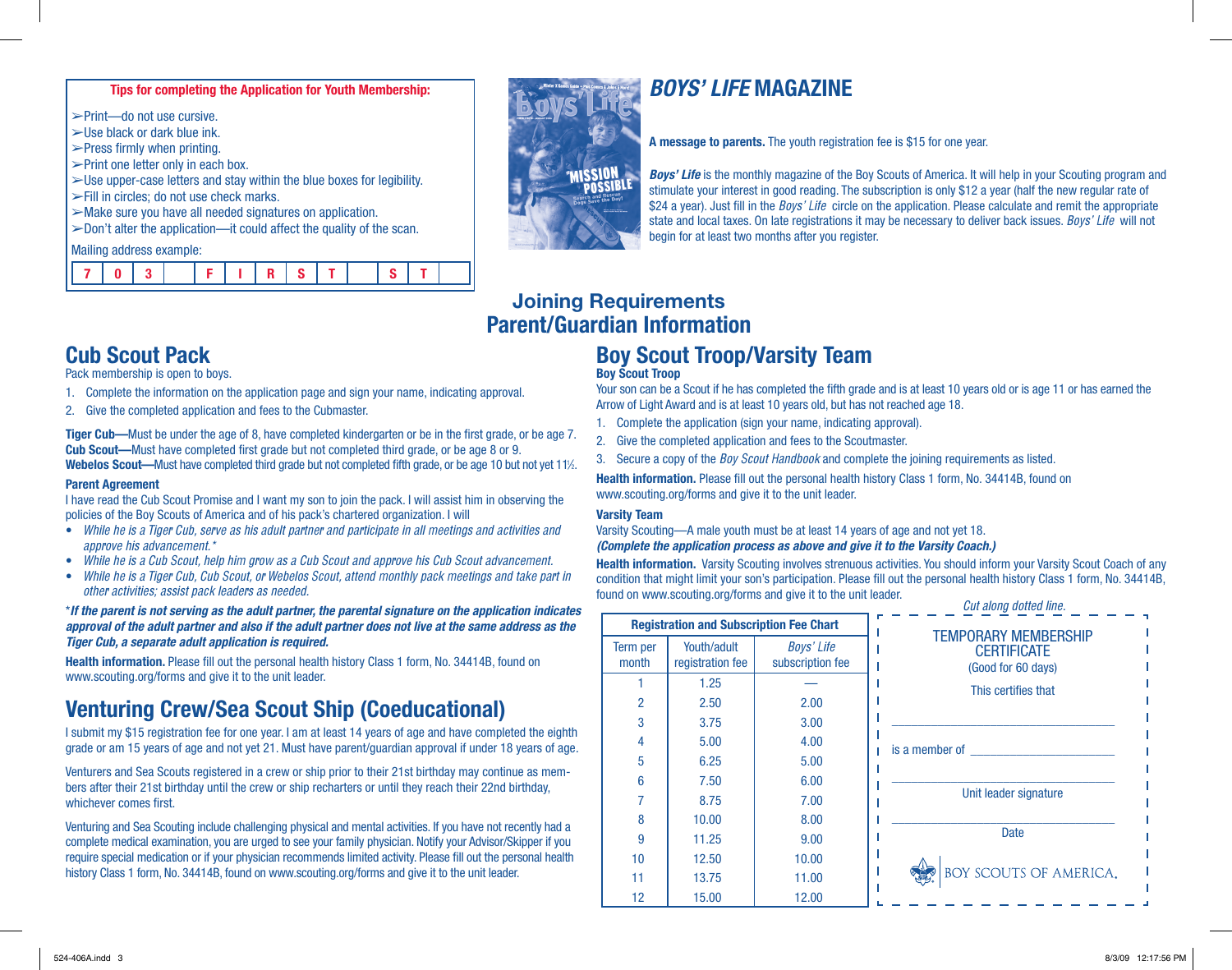**Tips for completing the Application for Youth Membership:**

- ➢Print—do not use cursive.
- ➢Use black or dark blue ink.
- ➢Press firmly when printing.
- ➢Print one letter only in each box.
- ➢Use upper-case letters and stay within the blue boxes for legibility.
- ➢Fill in circles; do not use check marks.
- ➢Make sure you have all needed signatures on application.
- ➢Don't alter the application—it could affect the quality of the scan.

Mailing address example:

| | | | | | | | | | | | | |
|---|---|---|---|---|---|---|---|---|---|---|---|---|
| 7 | 0 | 3 | | F | I | R | S | T | | S | T | |

## *BOYS' LIFE* MAGAZINE

**A message to parents.** The youth registration fee is $15 for one year.

***Boys' Life*** is the monthly magazine of the Boy Scouts of America. It will help in your Scouting program and stimulate your interest in good reading. The subscription is only $12 a year (half the new regular rate of $24 a year). Just fill in the *Boys' Life* circle on the application. Please calculate and remit the appropriate state and local taxes. On late registrations it may be necessary to deliver back issues. *Boys' Life* will not begin for at least two months after you register.

# Joining Requirements
# Parent/Guardian Information

## Cub Scout Pack

Pack membership is open to boys.

1. Complete the information on the application page and sign your name, indicating approval.
2. Give the completed application and fees to the Cubmaster.

**Tiger Cub—**Must be under the age of 8, have completed kindergarten or be in the first grade, or be age 7.
**Cub Scout—**Must have completed first grade but not completed third grade, or be age 8 or 9.
**Webelos Scout—**Must have completed third grade but not completed fifth grade, or be age 10 but not yet 11½.

**Parent Agreement**

I have read the Cub Scout Promise and I want my son to join the pack. I will assist him in observing the policies of the Boy Scouts of America and of his pack's chartered organization. I will

- *While he is a Tiger Cub, serve as his adult partner and participate in all meetings and activities and approve his advancement.**
- *While he is a Cub Scout, help him grow as a Cub Scout and approve his Cub Scout advancement.*
- *While he is a Tiger Cub, Cub Scout, or Webelos Scout, attend monthly pack meetings and take part in other activities; assist pack leaders as needed.*

****If the parent is not serving as the adult partner, the parental signature on the application indicates approval of the adult partner and also if the adult partner does not live at the same address as the Tiger Cub, a separate adult application is required.***

**Health information.** Please fill out the personal health history Class 1 form, No. 34414B, found on www.scouting.org/forms and give it to the unit leader.

## Venturing Crew/Sea Scout Ship (Coeducational)

I submit my $15 registration fee for one year. I am at least 14 years of age and have completed the eighth grade or am 15 years of age and not yet 21. Must have parent/guardian approval if under 18 years of age.

Venturers and Sea Scouts registered in a crew or ship prior to their 21st birthday may continue as members after their 21st birthday until the crew or ship recharters or until they reach their 22nd birthday, whichever comes first.

Venturing and Sea Scouting include challenging physical and mental activities. If you have not recently had a complete medical examination, you are urged to see your family physician. Notify your Advisor/Skipper if you require special medication or if your physician recommends limited activity. Please fill out the personal health history Class 1 form, No. 34414B, found on www.scouting.org/forms and give it to the unit leader.

## Boy Scout Troop/Varsity Team

**Boy Scout Troop**

Your son can be a Scout if he has completed the fifth grade and is at least 10 years old or is age 11 or has earned the Arrow of Light Award and is at least 10 years old, but has not reached age 18.

1. Complete the application (sign your name, indicating approval).
2. Give the completed application and fees to the Scoutmaster.
3. Secure a copy of the *Boy Scout Handbook* and complete the joining requirements as listed.

**Health information.** Please fill out the personal health history Class 1 form, No. 34414B, found on www.scouting.org/forms and give it to the unit leader.

**Varsity Team**

Varsity Scouting—A male youth must be at least 14 years of age and not yet 18.
***(Complete the application process as above and give it to the Varsity Coach.)***

**Health information.** Varsity Scouting involves strenuous activities. You should inform your Varsity Scout Coach of any condition that might limit your son's participation. Please fill out the personal health history Class 1 form, No. 34414B, found on www.scouting.org/forms and give it to the unit leader.

**Registration and Subscription Fee Chart**

| Term per month | Youth/adult registration fee | *Boys' Life* subscription fee |
|---|---|---|
| 1 | 1.25 | — |
| 2 | 2.50 | 2.00 |
| 3 | 3.75 | 3.00 |
| 4 | 5.00 | 4.00 |
| 5 | 6.25 | 5.00 |
| 6 | 7.50 | 6.00 |
| 7 | 8.75 | 7.00 |
| 8 | 10.00 | 8.00 |
| 9 | 11.25 | 9.00 |
| 10 | 12.50 | 10.00 |
| 11 | 13.75 | 11.00 |
| 12 | 15.00 | 12.00 |

*Cut along dotted line.*

TEMPORARY MEMBERSHIP CERTIFICATE
(Good for 60 days)

This certifies that

______________________________

is a member of ____________________

______________________________
Unit leader signature

______________________________
Date

BOY SCOUTS OF AMERICA.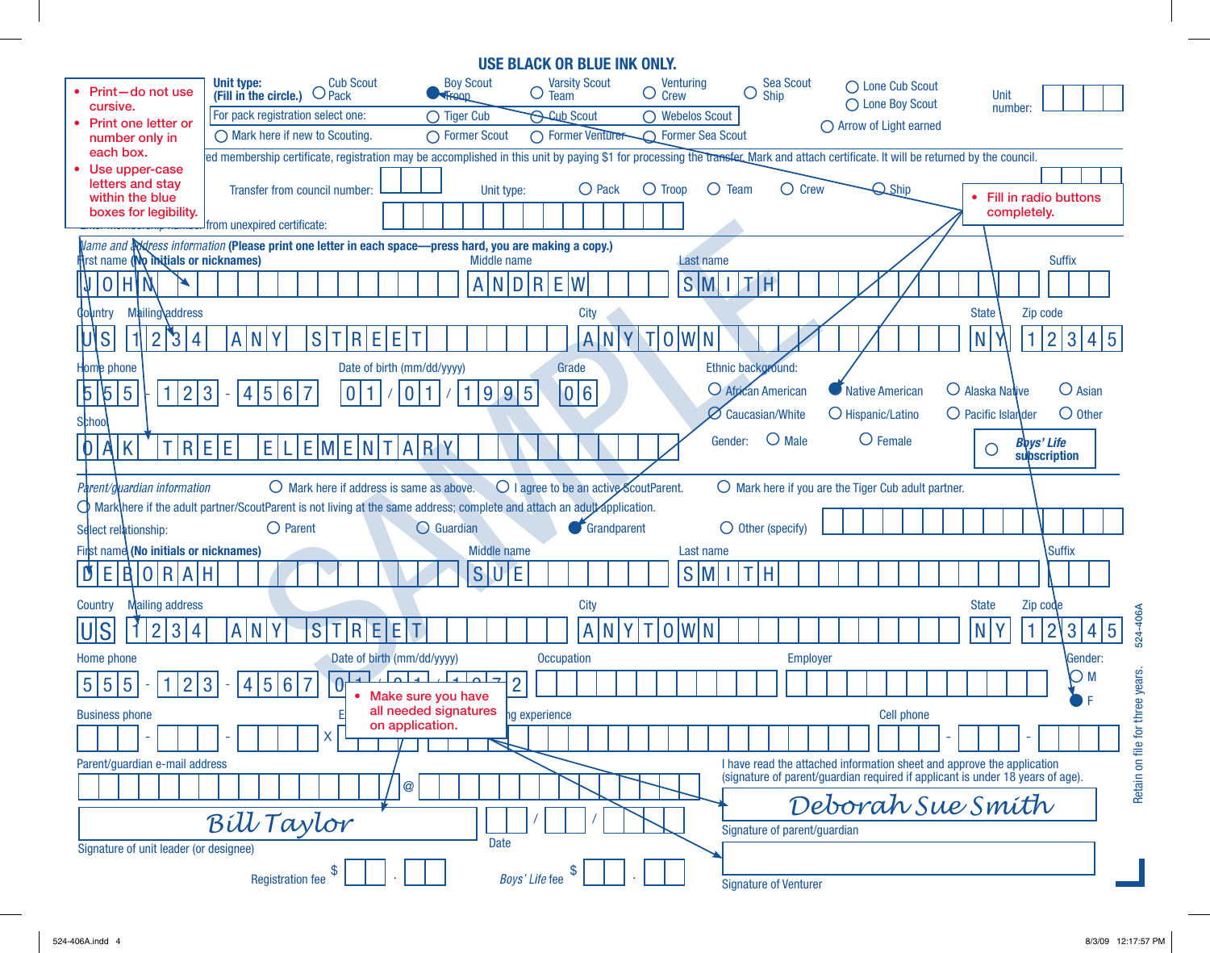**USE BLACK OR BLUE INK ONLY.**

- Print—do not use cursive.
- Print one letter or number only in each box.
- Use upper-case letters and stay within the blue boxes for legibility.

**Unit type: (Fill in the circle.)** ○ Cub Scout Pack ● Boy Scout Troop ○ Varsity Scout Team ○ Venturing Crew ○ Sea Scout Ship ○ Lone Cub Scout ○ Lone Boy Scout ○ Arrow of Light earned

Unit number:

For pack registration select one: ○ Tiger Cub ○ Cub Scout ○ Webelos Scout

○ Mark here if new to Scouting. ○ Former Scout ○ Former Venturer ○ Former Sea Scout

...ed membership certificate, registration may be accomplished in this unit by paying $1 for processing the transfer. Mark and attach certificate. It will be returned by the council.

Transfer from council number: Unit type: ○ Pack ○ Troop ○ Team ○ Crew ○ Ship

- Fill in radio buttons completely.

...from unexpired certificate:

*Name and address information* **(Please print one letter in each space—press hard, you are making a copy.)**

| First name (No initials or nicknames) | Middle name | Last name | Suffix |
|---|---|---|---|
| JOHN | ANDREW | SMITH | |

| Country | Mailing address | City | State | Zip code |
|---|---|---|---|---|
| US | 1234 ANY STREET | ANYTOWN | NY | 12345 |

| Home phone | Date of birth (mm/dd/yyyy) | Grade |
|---|---|---|
| 555-123-4567 | 01/01/1995 | 06 |

Ethnic background: ○ African American ● Native American ○ Alaska Native ○ Asian ○ Caucasian/White ○ Hispanic/Latino ○ Pacific Islander ○ Other

School: OAK TREE ELEMENTARY

Gender: ○ Male ○ Female

○ *Boys' Life* subscription

*Parent/guardian information* ○ Mark here if address is same as above. ○ I agree to be an active ScoutParent. ○ Mark here if you are the Tiger Cub adult partner.

○ Mark here if the adult partner/ScoutParent is not living at the same address; complete and attach an adult application.

Select relationship: ○ Parent ○ Guardian ● Grandparent ○ Other (specify)

| First name (No initials or nicknames) | Middle name | Last name | Suffix |
|---|---|---|---|
| DEBORAH | SUE | SMITH | |

| Country | Mailing address | City | State | Zip code |
|---|---|---|---|---|
| US | 1234 ANY STREET | ANYTOWN | NY | 12345 |

| Home phone | Date of birth (mm/dd/yyyy) | Occupation | Employer | Gender |
|---|---|---|---|---|
| 555-123-4567 | 01/01/1972 | | | ○ M ● F |

- Make sure you have all needed signatures on application.

Business phone: ___-___-____ X

E... ...ng experience

Cell phone:

Parent/guardian e-mail address: @

I have read the attached information sheet and approve the application (signature of parent/guardian required if applicant is under 18 years of age).

*Bill Taylor*

Signature of unit leader (or designee)

Date: / /

*Deborah Sue Smith*

Signature of parent/guardian

Signature of Venturer

Registration fee $ .

*Boys' Life* fee $ .

Retain on file for three years. 524-406A

SAMPLE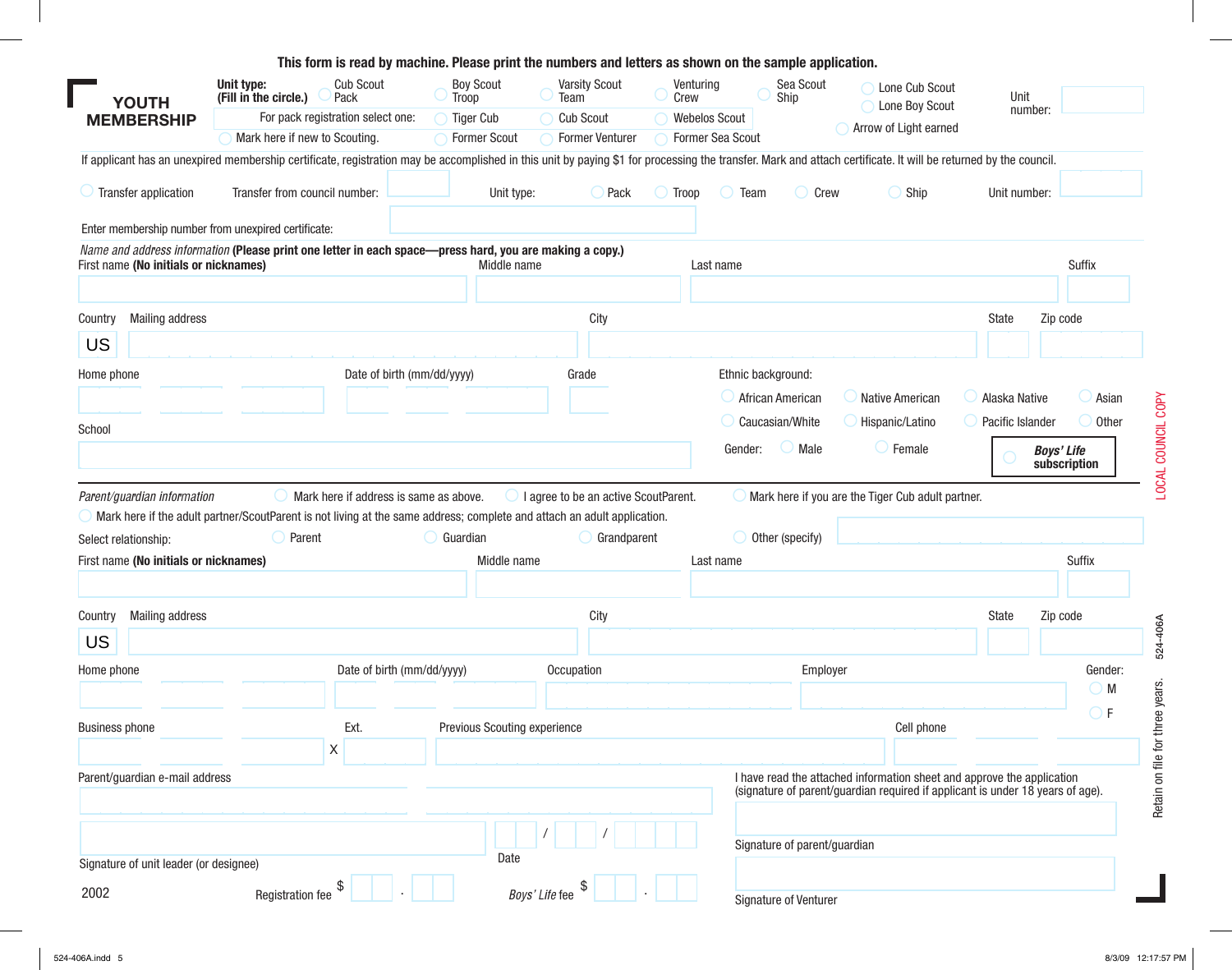This form is read by machine. Please print the numbers and letters as shown on the sample application.

# YOUTH MEMBERSHIP

**Unit type:** **(Fill in the circle.)** ○ Cub Scout Pack ○ Boy Scout Troop ○ Varsity Scout Team ○ Venturing Crew ○ Sea Scout Ship ○ Lone Cub Scout ○ Lone Boy Scout ○ Arrow of Light earned

Unit number:

For pack registration select one: ○ Tiger Cub ○ Cub Scout ○ Webelos Scout

○ Mark here if new to Scouting. ○ Former Scout ○ Former Venturer ○ Former Sea Scout

If applicant has an unexpired membership certificate, registration may be accomplished in this unit by paying $1 for processing the transfer. Mark and attach certificate. It will be returned by the council.

○ Transfer application Transfer from council number: Unit type: ○ Pack ○ Troop ○ Team ○ Crew ○ Ship Unit number:

Enter membership number from unexpired certificate:

*Name and address information* **(Please print one letter in each space—press hard, you are making a copy.)**

First name **(No initials or nicknames)** Middle name Last name Suffix

Country Mailing address City State Zip code

US

Home phone Date of birth (mm/dd/yyyy) Grade

Ethnic background: ○ African American ○ Native American ○ Alaska Native ○ Asian ○ Caucasian/White ○ Hispanic/Latino ○ Pacific Islander ○ Other

School

Gender: ○ Male ○ Female

○ ***Boys' Life* subscription**

*Parent/guardian information* ○ Mark here if address is same as above. ○ I agree to be an active ScoutParent. ○ Mark here if you are the Tiger Cub adult partner.

○ Mark here if the adult partner/ScoutParent is not living at the same address; complete and attach an adult application.

Select relationship: ○ Parent ○ Guardian ○ Grandparent ○ Other (specify)

First name **(No initials or nicknames)** Middle name Last name Suffix

Country Mailing address City State Zip code

US

Home phone Date of birth (mm/dd/yyyy) Occupation Employer Gender: ○ M ○ F

Business phone Ext. X Previous Scouting experience Cell phone

Parent/guardian e-mail address

I have read the attached information sheet and approve the application (signature of parent/guardian required if applicant is under 18 years of age).

/ /

Signature of unit leader (or designee) Date Signature of parent/guardian

2002 Registration fee $ . *Boys' Life* fee $ . Signature of Venturer

LOCAL COUNCIL COPY

524-406A

Retain on file for three years.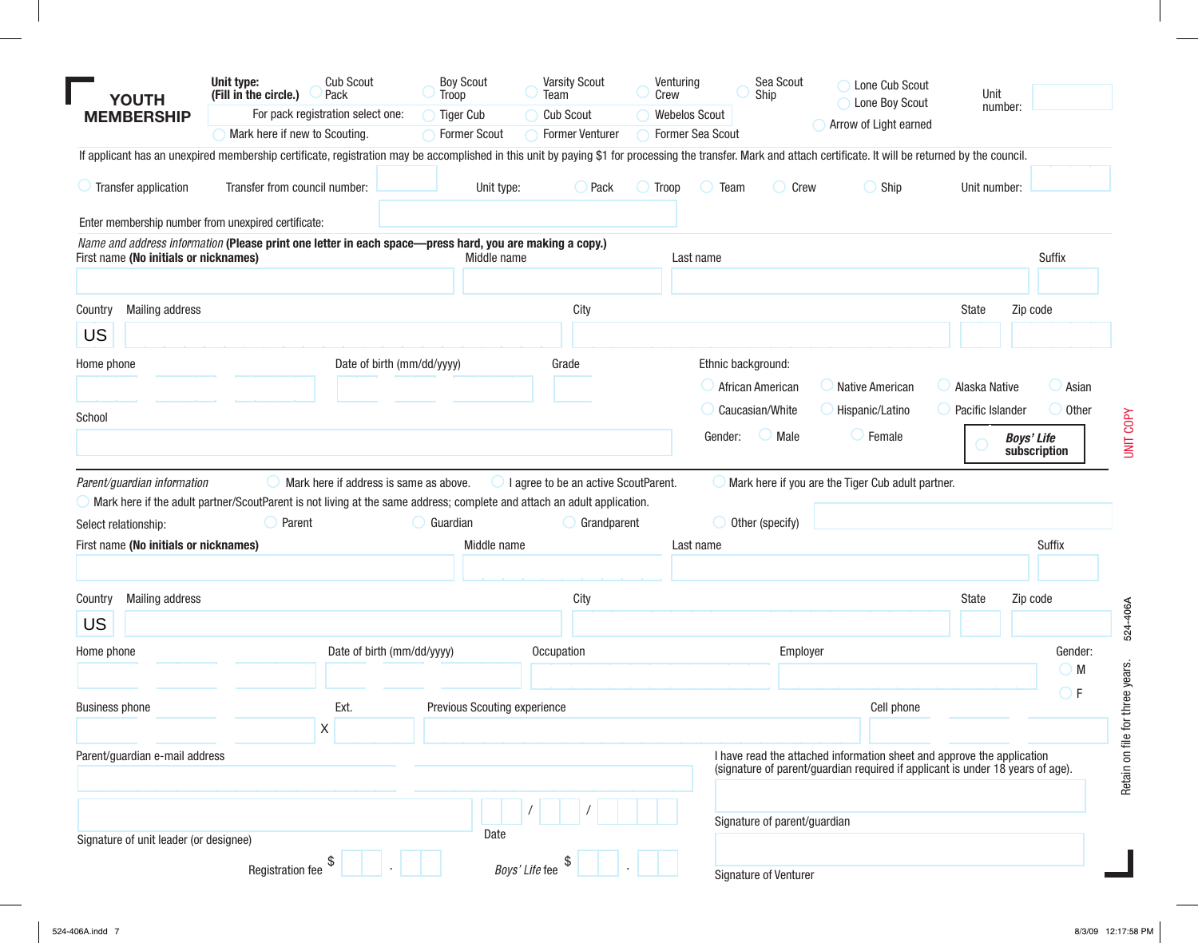# YOUTH MEMBERSHIP

**Unit type:** **(Fill in the circle.)**

○ Cub Scout Pack ○ Boy Scout Troop ○ Varsity Scout Team ○ Venturing Crew ○ Sea Scout Ship ○ Lone Cub Scout ○ Lone Boy Scout ○ Arrow of Light earned

Unit number:

For pack registration select one: ○ Tiger Cub ○ Cub Scout ○ Webelos Scout

○ Mark here if new to Scouting. ○ Former Scout ○ Former Venturer ○ Former Sea Scout

If applicant has an unexpired membership certificate, registration may be accomplished in this unit by paying $1 for processing the transfer. Mark and attach certificate. It will be returned by the council.

○ Transfer application Transfer from council number: Unit type: ○ Pack ○ Troop ○ Team ○ Crew ○ Ship Unit number:

Enter membership number from unexpired certificate:

*Name and address information* **(Please print one letter in each space—press hard, you are making a copy.)**

First name **(No initials or nicknames)** Middle name Last name Suffix

Country Mailing address City State Zip code

US

Home phone Date of birth (mm/dd/yyyy) Grade

Ethnic background: ○ African American ○ Native American ○ Alaska Native ○ Asian ○ Caucasian/White ○ Hispanic/Latino ○ Pacific Islander ○ Other

School

Gender: ○ Male ○ Female

○ ***Boys' Life* subscription**

*Parent/guardian information* ○ Mark here if address is same as above. ○ I agree to be an active ScoutParent. ○ Mark here if you are the Tiger Cub adult partner.

○ Mark here if the adult partner/ScoutParent is not living at the same address; complete and attach an adult application.

Select relationship: ○ Parent ○ Guardian ○ Grandparent ○ Other (specify)

First name **(No initials or nicknames)** Middle name Last name Suffix

Country Mailing address City State Zip code

US

Home phone Date of birth (mm/dd/yyyy) Occupation Employer Gender: ○ M ○ F

Business phone Ext. X Previous Scouting experience Cell phone

Parent/guardian e-mail address

I have read the attached information sheet and approve the application (signature of parent/guardian required if applicant is under 18 years of age).

/ /

Signature of unit leader (or designee) Date

Signature of parent/guardian

Registration fee $ .

*Boys' Life* fee $ .

Signature of Venturer

UNIT COPY

524-406A

Retain on file for three years.